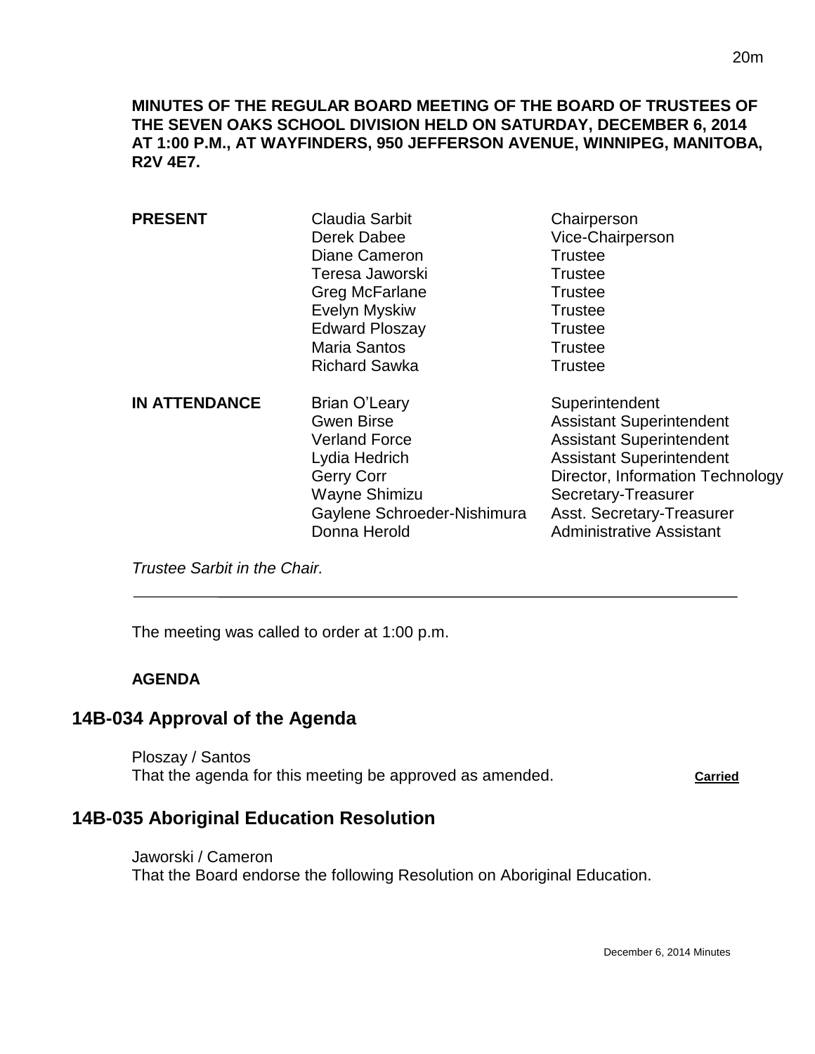**MINUTES OF THE REGULAR BOARD MEETING OF THE BOARD OF TRUSTEES OF THE SEVEN OAKS SCHOOL DIVISION HELD ON SATURDAY, DECEMBER 6, 2014 AT 1:00 P.M., AT WAYFINDERS, 950 JEFFERSON AVENUE, WINNIPEG, MANITOBA, R2V 4E7.**

| | | |
|---|---|---|
| **PRESENT** | Claudia Sarbit | Chairperson |
| | Derek Dabee | Vice-Chairperson |
| | Diane Cameron | Trustee |
| | Teresa Jaworski | Trustee |
| | Greg McFarlane | Trustee |
| | Evelyn Myskiw | Trustee |
| | Edward Ploszay | Trustee |
| | Maria Santos | Trustee |
| | Richard Sawka | Trustee |
| **IN ATTENDANCE** | Brian O'Leary | Superintendent |
| | Gwen Birse | Assistant Superintendent |
| | Verland Force | Assistant Superintendent |
| | Lydia Hedrich | Assistant Superintendent |
| | Gerry Corr | Director, Information Technology |
| | Wayne Shimizu | Secretary-Treasurer |
| | Gaylene Schroeder-Nishimura | Asst. Secretary-Treasurer |
| | Donna Herold | Administrative Assistant |

*Trustee Sarbit in the Chair.*

---

The meeting was called to order at 1:00 p.m.

**AGENDA**

## 14B-034 Approval of the Agenda

Ploszay / Santos
That the agenda for this meeting be approved as amended. **Carried**

## 14B-035 Aboriginal Education Resolution

Jaworski / Cameron
That the Board endorse the following Resolution on Aboriginal Education.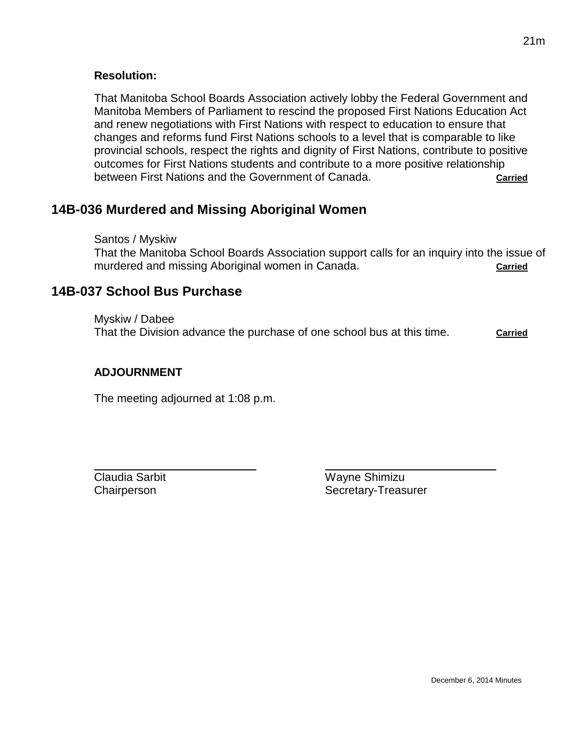**Resolution:**

That Manitoba School Boards Association actively lobby the Federal Government and Manitoba Members of Parliament to rescind the proposed First Nations Education Act and renew negotiations with First Nations with respect to education to ensure that changes and reforms fund First Nations schools to a level that is comparable to like provincial schools, respect the rights and dignity of First Nations, contribute to positive outcomes for First Nations students and contribute to a more positive relationship between First Nations and the Government of Canada. **Carried**

## 14B-036 Murdered and Missing Aboriginal Women

Santos / Myskiw
That the Manitoba School Boards Association support calls for an inquiry into the issue of murdered and missing Aboriginal women in Canada. **Carried**

## 14B-037 School Bus Purchase

Myskiw / Dabee
That the Division advance the purchase of one school bus at this time. **Carried**

**ADJOURNMENT**

The meeting adjourned at 1:08 p.m.

| | |
|---|---|
| Claudia Sarbit | Wayne Shimizu |
| Chairperson | Secretary-Treasurer |